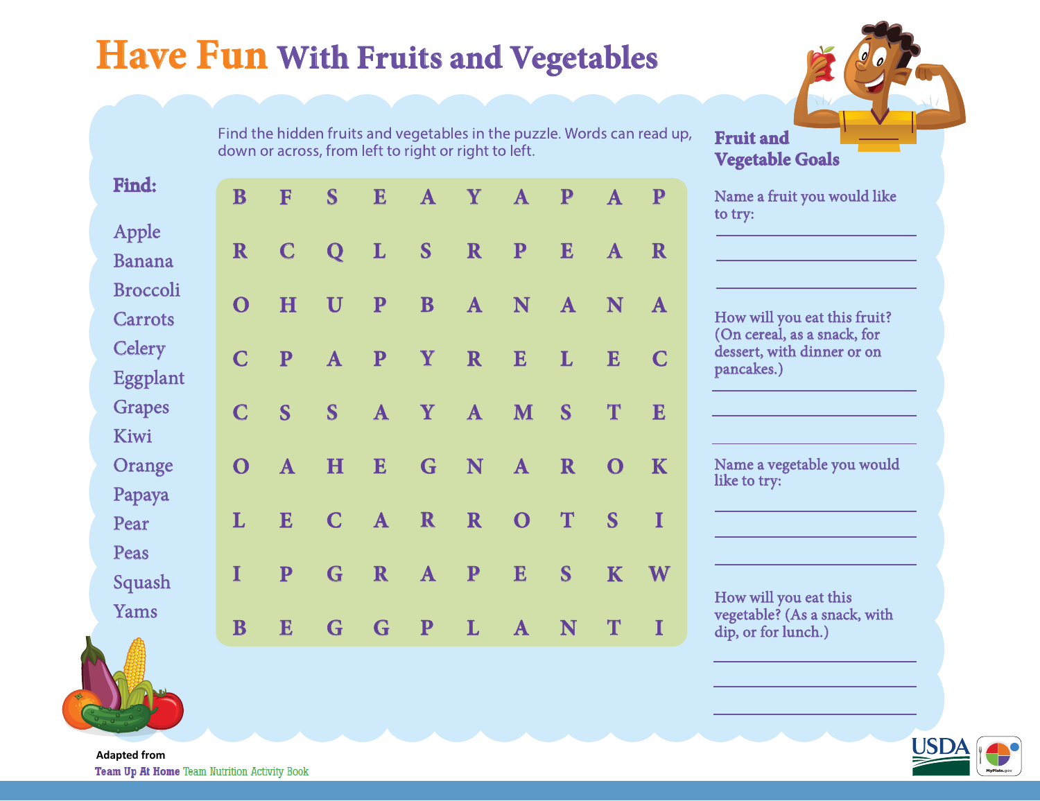# **Have Fun** With Fruits and Vegetables

Find the hidden fruits and vegetables in the puzzle. Words can read up, down or across, from left to right or right to left.

**Find:**

- Apple
- Banana
- Broccoli
- Carrots
- Celery
- Eggplant
- Grapes
- Kiwi
- Orange
- Papaya
- Pear
- Peas
- Squash
- Yams

| | | | | | | | | | |
|---|---|---|---|---|---|---|---|---|---|
| B | F | S | E | A | Y | A | P | A | P |
| R | C | Q | L | S | R | P | E | A | R |
| O | H | U | P | B | A | N | A | N | A |
| C | P | A | P | Y | R | E | L | E | C |
| C | S | S | A | Y | A | M | S | T | E |
| O | A | H | E | G | N | A | R | O | K |
| L | E | C | A | R | R | O | T | S | I |
| I | P | G | R | A | P | E | S | K | W |
| B | E | G | G | P | L | A | N | T | I |

## Fruit and Vegetable Goals

Name a fruit you would like to try:

\_\_\_\_\_\_\_\_\_\_\_\_\_\_\_\_\_\_\_\_

\_\_\_\_\_\_\_\_\_\_\_\_\_\_\_\_\_\_\_\_

\_\_\_\_\_\_\_\_\_\_\_\_\_\_\_\_\_\_\_\_

How will you eat this fruit? (On cereal, as a snack, for dessert, with dinner or on pancakes.)

\_\_\_\_\_\_\_\_\_\_\_\_\_\_\_\_\_\_\_\_

\_\_\_\_\_\_\_\_\_\_\_\_\_\_\_\_\_\_\_\_

\_\_\_\_\_\_\_\_\_\_\_\_\_\_\_\_\_\_\_\_

Name a vegetable you would like to try:

\_\_\_\_\_\_\_\_\_\_\_\_\_\_\_\_\_\_\_\_

\_\_\_\_\_\_\_\_\_\_\_\_\_\_\_\_\_\_\_\_

\_\_\_\_\_\_\_\_\_\_\_\_\_\_\_\_\_\_\_\_

How will you eat this vegetable? (As a snack, with dip, or for lunch.)

\_\_\_\_\_\_\_\_\_\_\_\_\_\_\_\_\_\_\_\_

\_\_\_\_\_\_\_\_\_\_\_\_\_\_\_\_\_\_\_\_

\_\_\_\_\_\_\_\_\_\_\_\_\_\_\_\_\_\_\_\_

Adapted from
**Team Up At Home** Team Nutrition Activity Book

USDA MyPlate.gov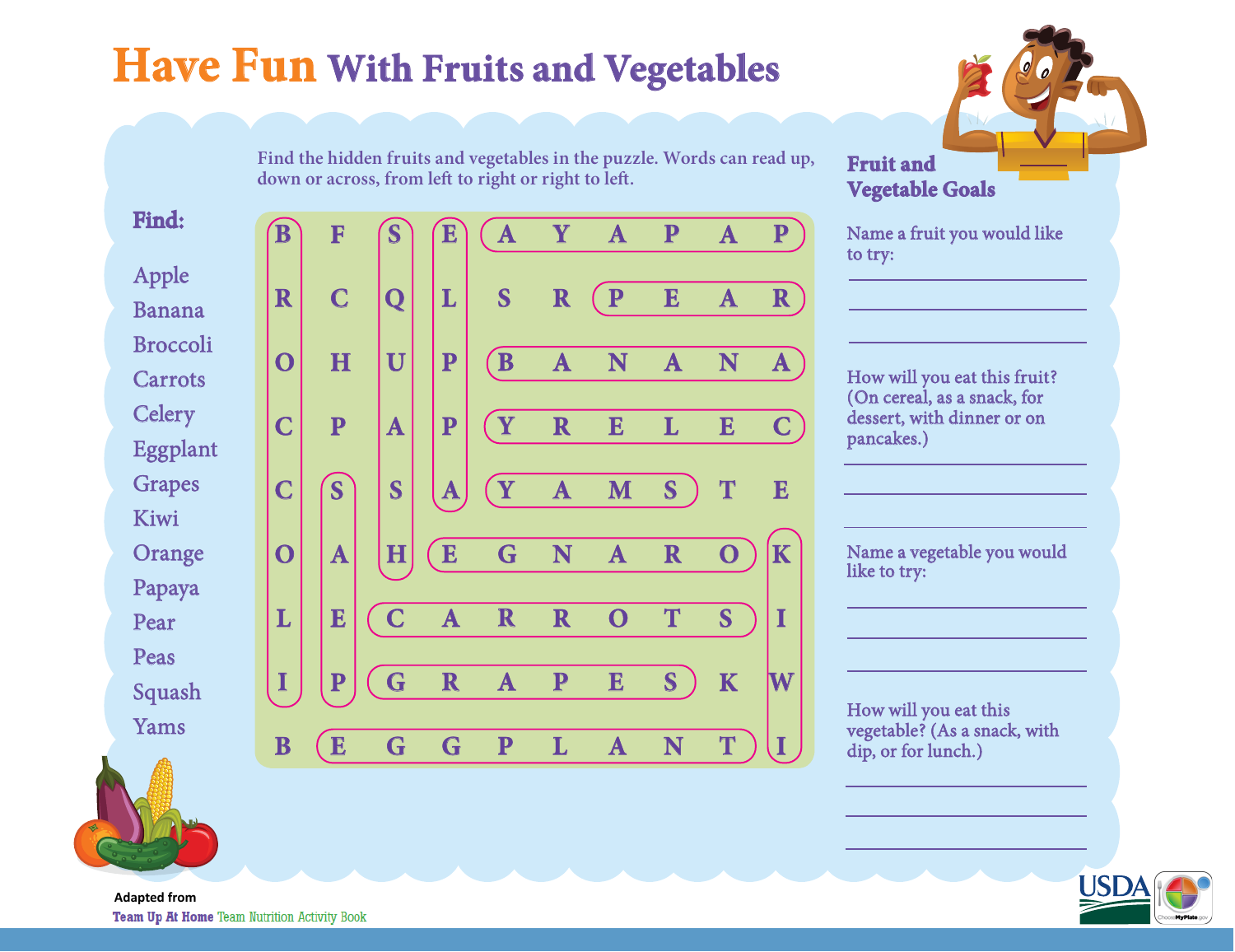# Have Fun With Fruits and Vegetables

Find the hidden fruits and vegetables in the puzzle. Words can read up, down or across, from left to right or right to left.

**Find:**

- Apple
- Banana
- Broccoli
- Carrots
- Celery
- Eggplant
- Grapes
- Kiwi
- Orange
- Papaya
- Pear
- Peas
- Squash
- Yams

| | | | | | | | | | |
|---|---|---|---|---|---|---|---|---|---|
| B | F | S | E | A | Y | A | P | A | P |
| R | C | Q | L | S | R | P | E | A | R |
| O | H | U | P | B | A | N | A | N | A |
| C | P | A | P | Y | R | E | L | E | C |
| C | S | S | A | Y | A | M | S | T | E |
| O | A | H | E | G | N | A | R | O | K |
| L | E | C | A | R | R | O | T | S | I |
| I | P | G | R | A | P | E | S | K | W |
| B | E | G | G | P | L | A | N | T | I |

## Fruit and Vegetable Goals

Name a fruit you would like to try:

______________________

______________________

______________________

How will you eat this fruit? (On cereal, as a snack, for dessert, with dinner or on pancakes.)

______________________

______________________

______________________

Name a vegetable you would like to try:

______________________

______________________

______________________

How will you eat this vegetable? (As a snack, with dip, or for lunch.)

______________________

______________________

______________________

Adapted from
Team Up At Home Team Nutrition Activity Book

USDA